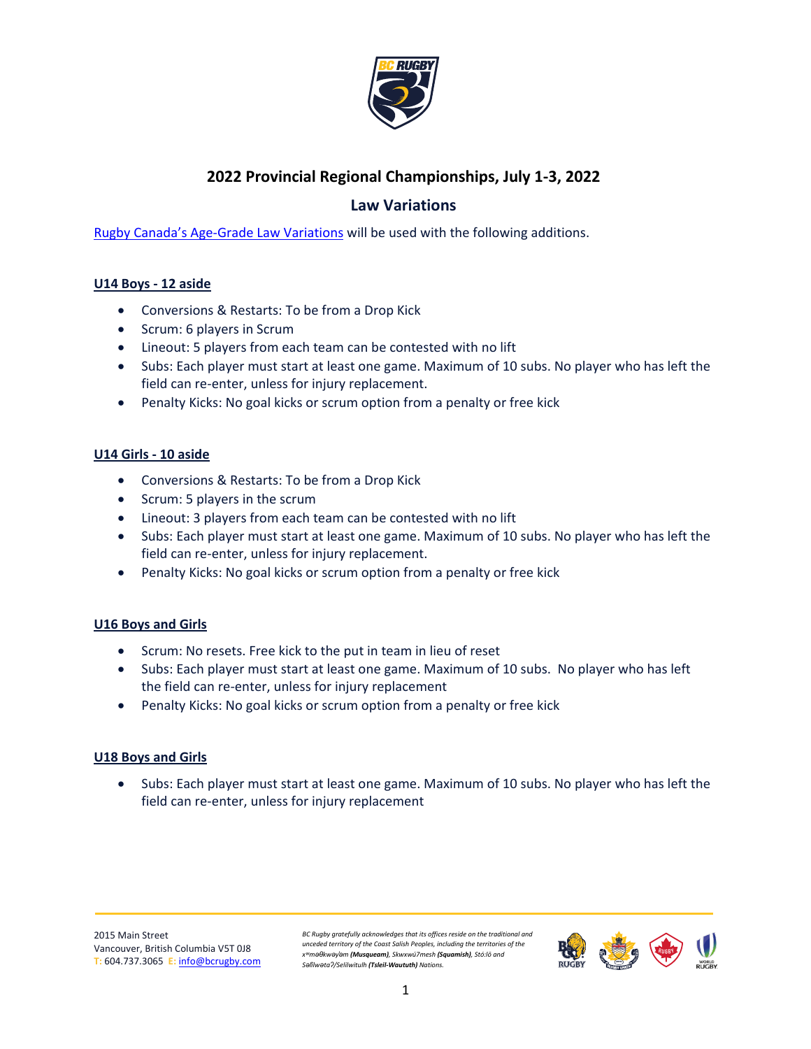# 2022 Provincial Regional Championships, July 1-3, 2022

## Law Variations

[Rugby Canada's Age-Grade Law Variations] will be used with the following additions.

### U14 Boys - 12 aside

- Conversions & Restarts: To be from a Drop Kick
- Scrum: 6 players in Scrum
- Lineout: 5 players from each team can be contested with no lift
- Subs: Each player must start at least one game. Maximum of 10 subs. No player who has left the field can re-enter, unless for injury replacement.
- Penalty Kicks: No goal kicks or scrum option from a penalty or free kick

### U14 Girls - 10 aside

- Conversions & Restarts: To be from a Drop Kick
- Scrum: 5 players in the scrum
- Lineout: 3 players from each team can be contested with no lift
- Subs: Each player must start at least one game. Maximum of 10 subs. No player who has left the field can re-enter, unless for injury replacement.
- Penalty Kicks: No goal kicks or scrum option from a penalty or free kick

### U16 Boys and Girls

- Scrum: No resets. Free kick to the put in team in lieu of reset
- Subs: Each player must start at least one game. Maximum of 10 subs. No player who has left the field can re-enter, unless for injury replacement
- Penalty Kicks: No goal kicks or scrum option from a penalty or free kick

### U18 Boys and Girls

- Subs: Each player must start at least one game. Maximum of 10 subs. No player who has left the field can re-enter, unless for injury replacement

2015 Main Street
Vancouver, British Columbia V5T 0J8
T: 604.737.3065 E: info@bcrugby.com

*BC Rugby gratefully acknowledges that its offices reside on the traditional and unceded territory of the Coast Salish Peoples, including the territories of the xʷməθkʷəy̓əm (Musqueam), Skwxwú7mesh (Squamish), Stó:lō and Səl̓ílwətaʔ/Selilwitulh (Tsleil-Waututh) Nations.*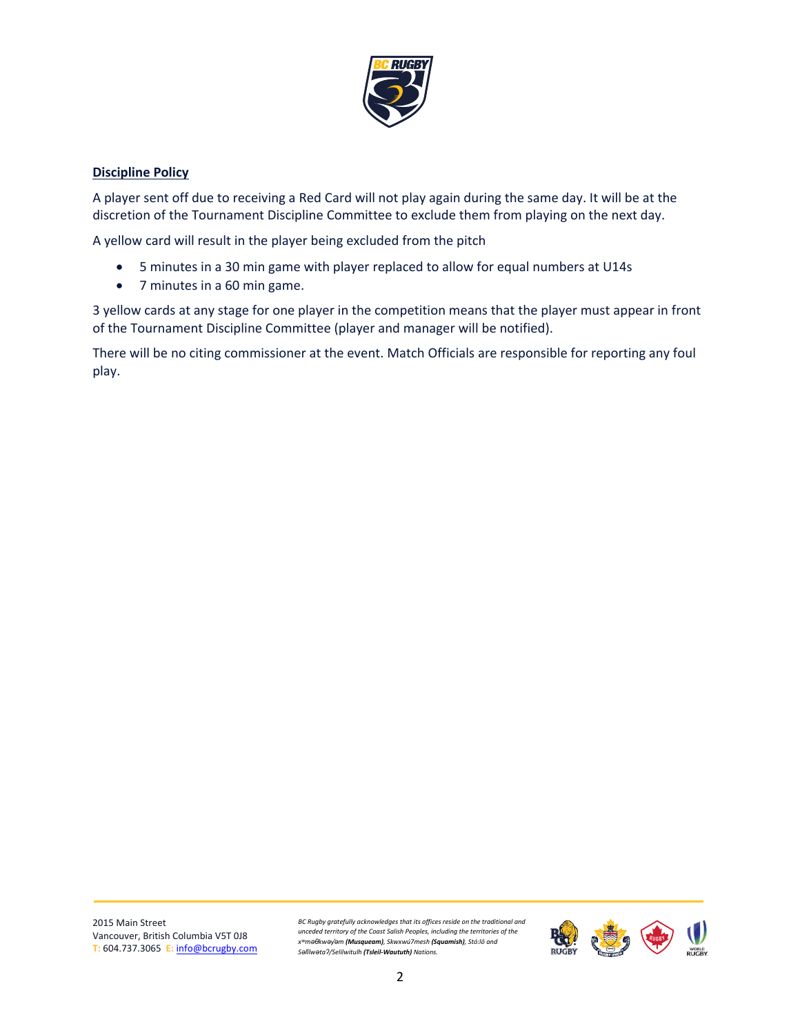**Discipline Policy**

A player sent off due to receiving a Red Card will not play again during the same day. It will be at the discretion of the Tournament Discipline Committee to exclude them from playing on the next day.

A yellow card will result in the player being excluded from the pitch

- 5 minutes in a 30 min game with player replaced to allow for equal numbers at U14s
- 7 minutes in a 60 min game.

3 yellow cards at any stage for one player in the competition means that the player must appear in front of the Tournament Discipline Committee (player and manager will be notified).

There will be no citing commissioner at the event. Match Officials are responsible for reporting any foul play.